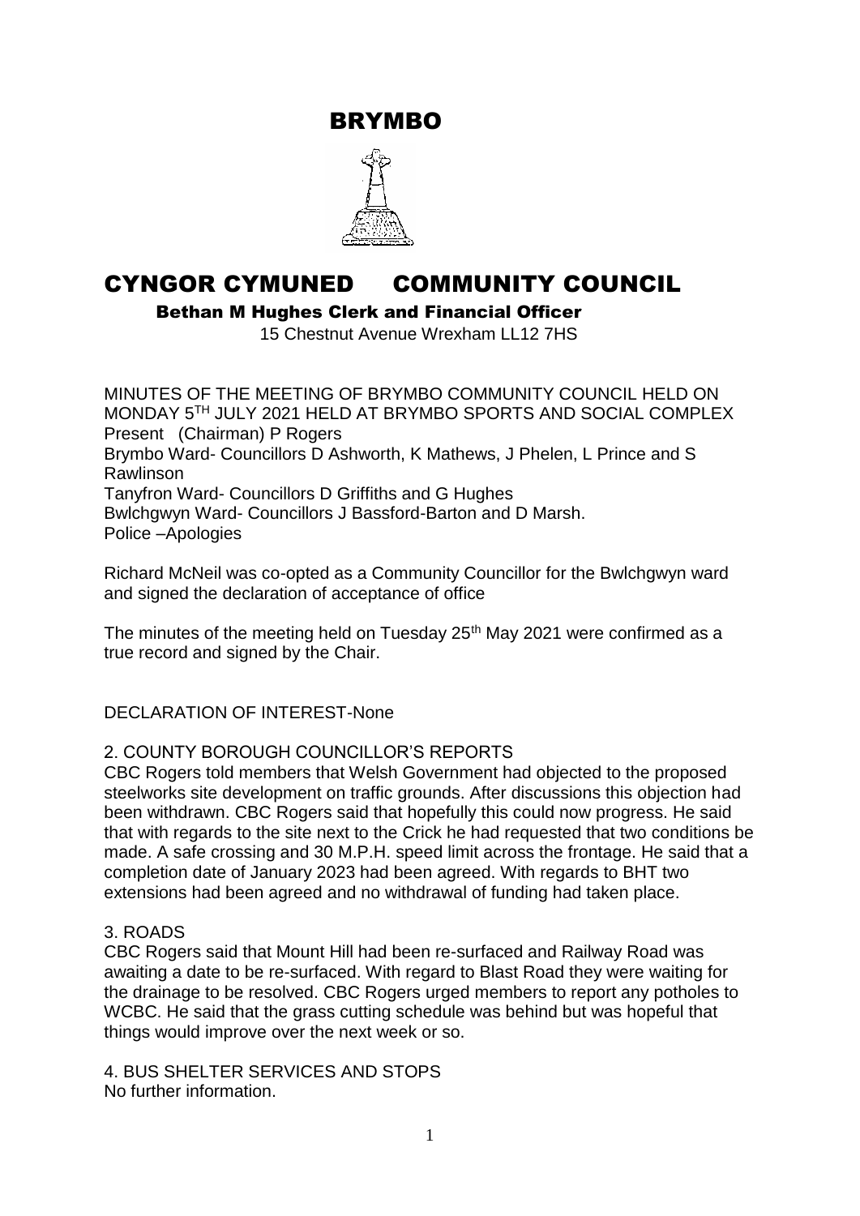# BRYMBO

# CYNGOR CYMUNED COMMUNITY COUNCIL

**Bethan M Hughes Clerk and Financial Officer**

15 Chestnut Avenue Wrexham LL12 7HS

MINUTES OF THE MEETING OF BRYMBO COMMUNITY COUNCIL HELD ON MONDAY 5TH JULY 2021 HELD AT BRYMBO SPORTS AND SOCIAL COMPLEX

Present (Chairman) P Rogers

Brymbo Ward- Councillors D Ashworth, K Mathews, J Phelen, L Prince and S Rawlinson

Tanyfron Ward- Councillors D Griffiths and G Hughes

Bwlchgwyn Ward- Councillors J Bassford-Barton and D Marsh.

Police –Apologies

Richard McNeil was co-opted as a Community Councillor for the Bwlchgwyn ward and signed the declaration of acceptance of office

The minutes of the meeting held on Tuesday 25th May 2021 were confirmed as a true record and signed by the Chair.

DECLARATION OF INTEREST-None

2. COUNTY BOROUGH COUNCILLOR'S REPORTS

CBC Rogers told members that Welsh Government had objected to the proposed steelworks site development on traffic grounds. After discussions this objection had been withdrawn. CBC Rogers said that hopefully this could now progress. He said that with regards to the site next to the Crick he had requested that two conditions be made. A safe crossing and 30 M.P.H. speed limit across the frontage. He said that a completion date of January 2023 had been agreed. With regards to BHT two extensions had been agreed and no withdrawal of funding had taken place.

3. ROADS

CBC Rogers said that Mount Hill had been re-surfaced and Railway Road was awaiting a date to be re-surfaced. With regard to Blast Road they were waiting for the drainage to be resolved. CBC Rogers urged members to report any potholes to WCBC. He said that the grass cutting schedule was behind but was hopeful that things would improve over the next week or so.

4. BUS SHELTER SERVICES AND STOPS

No further information.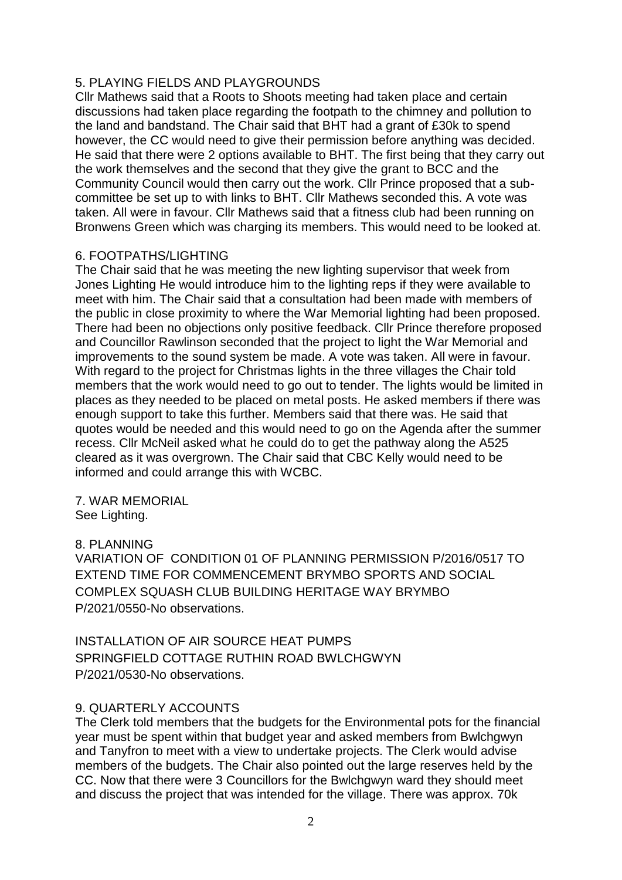## 5. PLAYING FIELDS AND PLAYGROUNDS

Cllr Mathews said that a Roots to Shoots meeting had taken place and certain discussions had taken place regarding the footpath to the chimney and pollution to the land and bandstand. The Chair said that BHT had a grant of £30k to spend however, the CC would need to give their permission before anything was decided. He said that there were 2 options available to BHT. The first being that they carry out the work themselves and the second that they give the grant to BCC and the Community Council would then carry out the work. Cllr Prince proposed that a sub-committee be set up to with links to BHT. Cllr Mathews seconded this. A vote was taken. All were in favour. Cllr Mathews said that a fitness club had been running on Bronwens Green which was charging its members. This would need to be looked at.

## 6. FOOTPATHS/LIGHTING

The Chair said that he was meeting the new lighting supervisor that week from Jones Lighting He would introduce him to the lighting reps if they were available to meet with him. The Chair said that a consultation had been made with members of the public in close proximity to where the War Memorial lighting had been proposed. There had been no objections only positive feedback. Cllr Prince therefore proposed and Councillor Rawlinson seconded that the project to light the War Memorial and improvements to the sound system be made. A vote was taken. All were in favour. With regard to the project for Christmas lights in the three villages the Chair told members that the work would need to go out to tender. The lights would be limited in places as they needed to be placed on metal posts. He asked members if there was enough support to take this further. Members said that there was. He said that quotes would be needed and this would need to go on the Agenda after the summer recess. Cllr McNeil asked what he could do to get the pathway along the A525 cleared as it was overgrown. The Chair said that CBC Kelly would need to be informed and could arrange this with WCBC.

## 7. WAR MEMORIAL

See Lighting.

## 8. PLANNING

VARIATION OF CONDITION 01 OF PLANNING PERMISSION P/2016/0517 TO EXTEND TIME FOR COMMENCEMENT BRYMBO SPORTS AND SOCIAL COMPLEX SQUASH CLUB BUILDING HERITAGE WAY BRYMBO
P/2021/0550-No observations.

INSTALLATION OF AIR SOURCE HEAT PUMPS
SPRINGFIELD COTTAGE RUTHIN ROAD BWLCHGWYN
P/2021/0530-No observations.

## 9. QUARTERLY ACCOUNTS

The Clerk told members that the budgets for the Environmental pots for the financial year must be spent within that budget year and asked members from Bwlchgwyn and Tanyfron to meet with a view to undertake projects. The Clerk would advise members of the budgets. The Chair also pointed out the large reserves held by the CC. Now that there were 3 Councillors for the Bwlchgwyn ward they should meet and discuss the project that was intended for the village. There was approx. 70k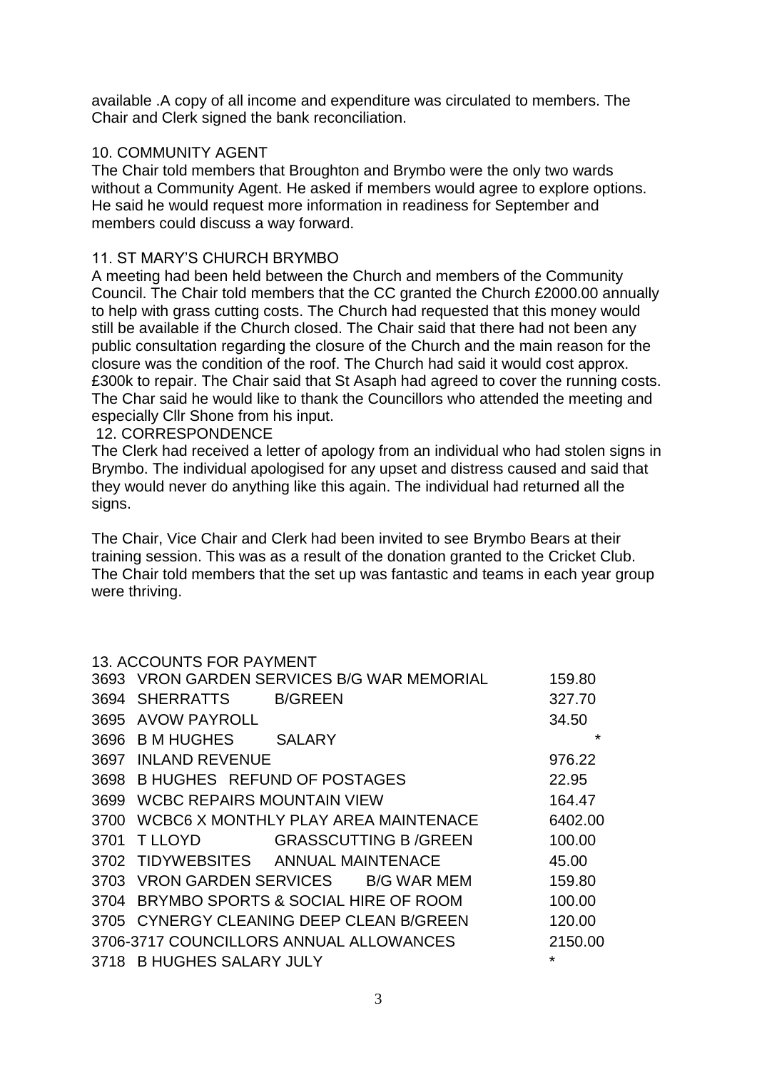available .A copy of all income and expenditure was circulated to members. The Chair and Clerk signed the bank reconciliation.

10. COMMUNITY AGENT

The Chair told members that Broughton and Brymbo were the only two wards without a Community Agent. He asked if members would agree to explore options. He said he would request more information in readiness for September and members could discuss a way forward.

11. ST MARY'S CHURCH BRYMBO

A meeting had been held between the Church and members of the Community Council. The Chair told members that the CC granted the Church £2000.00 annually to help with grass cutting costs. The Church had requested that this money would still be available if the Church closed. The Chair said that there had not been any public consultation regarding the closure of the Church and the main reason for the closure was the condition of the roof. The Church had said it would cost approx. £300k to repair. The Chair said that St Asaph had agreed to cover the running costs. The Char said he would like to thank the Councillors who attended the meeting and especially Cllr Shone from his input.

12. CORRESPONDENCE

The Clerk had received a letter of apology from an individual who had stolen signs in Brymbo. The individual apologised for any upset and distress caused and said that they would never do anything like this again. The individual had returned all the signs.

The Chair, Vice Chair and Clerk had been invited to see Brymbo Bears at their training session. This was as a result of the donation granted to the Cricket Club. The Chair told members that the set up was fantastic and teams in each year group were thriving.

13. ACCOUNTS FOR PAYMENT

| No. | Payee / Description | Amount |
|---|---|---|
| 3693 | VRON GARDEN SERVICES B/G WAR MEMORIAL | 159.80 |
| 3694 | SHERRATTS B/GREEN | 327.70 |
| 3695 | AVOW PAYROLL | 34.50 |
| 3696 | B M HUGHES SALARY | * |
| 3697 | INLAND REVENUE | 976.22 |
| 3698 | B HUGHES REFUND OF POSTAGES | 22.95 |
| 3699 | WCBC REPAIRS MOUNTAIN VIEW | 164.47 |
| 3700 | WCBC6 X MONTHLY PLAY AREA MAINTENACE | 6402.00 |
| 3701 | T LLOYD GRASSCUTTING B /GREEN | 100.00 |
| 3702 | TIDYWEBSITES ANNUAL MAINTENACE | 45.00 |
| 3703 | VRON GARDEN SERVICES B/G WAR MEM | 159.80 |
| 3704 | BRYMBO SPORTS & SOCIAL HIRE OF ROOM | 100.00 |
| 3705 | CYNERGY CLEANING DEEP CLEAN B/GREEN | 120.00 |
| 3706-3717 | COUNCILLORS ANNUAL ALLOWANCES | 2150.00 |
| 3718 | B HUGHES SALARY JULY | * |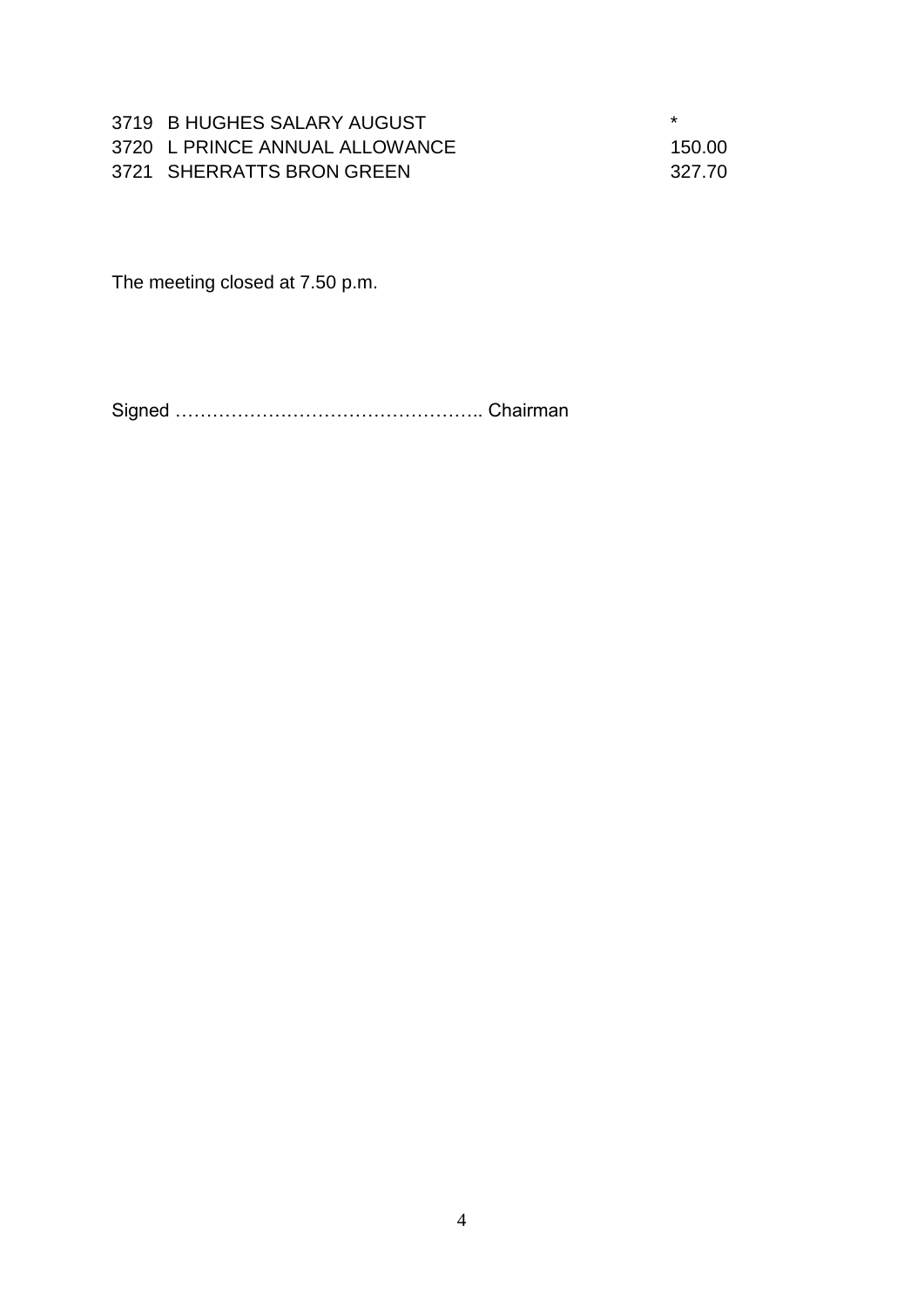| | | |
|---|---|---|
| 3719 | B HUGHES SALARY AUGUST | * |
| 3720 | L PRINCE ANNUAL ALLOWANCE | 150.00 |
| 3721 | SHERRATTS BRON GREEN | 327.70 |

The meeting closed at 7.50 p.m.

Signed ………………………………………….. Chairman